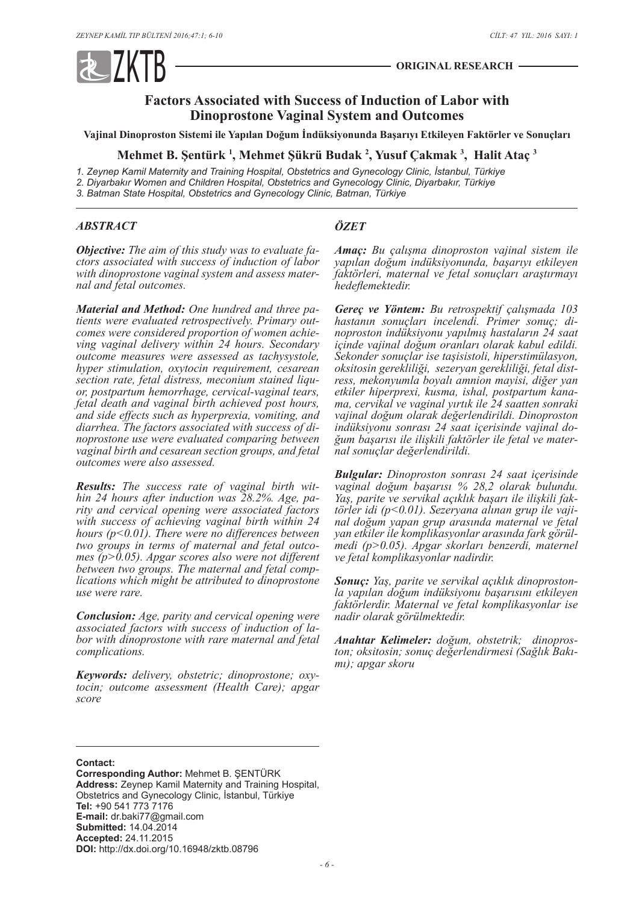ORIGINAL RESEARCH

# Factors Associated with Success of Induction of Labor with Dinoprostone Vaginal System and Outcomes

**Vajinal Dinoproston Sistemi ile Yapılan Doğum İndüksiyonunda Başarıyı Etkileyen Faktörler ve Sonuçları**

**Mehmet B. Şentürk [1], Mehmet Şükrü Budak [2], Yusuf Çakmak [3], Halit Ataç [3]**

*1. Zeynep Kamil Maternity and Training Hospital, Obstetrics and Gynecology Clinic, İstanbul, Türkiye*
*2. Diyarbakır Women and Children Hospital, Obstetrics and Gynecology Clinic, Diyarbakır, Türkiye*
*3. Batman State Hospital, Obstetrics and Gynecology Clinic, Batman, Türkiye*

## *ABSTRACT*

***Objective:*** *The aim of this study was to evaluate factors associated with success of induction of labor with dinoprostone vaginal system and assess maternal and fetal outcomes.*

***Material and Method:*** *One hundred and three patients were evaluated retrospectively. Primary outcomes were considered proportion of women achieving vaginal delivery within 24 hours. Secondary outcome measures were assessed as tachysystole, hyper stimulation, oxytocin requirement, cesarean section rate, fetal distress, meconium stained liquor, postpartum hemorrhage, cervical-vaginal tears, fetal death and vaginal birth achieved post hours, and side effects such as hyperprexia, vomiting, and diarrhea. The factors associated with success of dinoprostone use were evaluated comparing between vaginal birth and cesarean section groups, and fetal outcomes were also assessed.*

***Results:*** *The success rate of vaginal birth within 24 hours after induction was 28.2%. Age, parity and cervical opening were associated factors with success of achieving vaginal birth within 24 hours ($p<0.01$). There were no differences between two groups in terms of maternal and fetal outcomes ($p>0.05$). Apgar scores also were not different between two groups. The maternal and fetal complications which might be attributed to dinoprostone use were rare.*

***Conclusion:*** *Age, parity and cervical opening were associated factors with success of induction of labor with dinoprostone with rare maternal and fetal complications.*

***Keywords:*** *delivery, obstetric; dinoprostone; oxytocin; outcome assessment (Health Care); apgar score*

## *ÖZET*

***Amaç:*** *Bu çalışma dinoproston vajinal sistem ile yapılan doğum indüksiyonunda, başarıyı etkileyen faktörleri, maternal ve fetal sonuçları araştırmayı hedeflemektedir.*

***Gereç ve Yöntem:*** *Bu retrospektif çalışmada 103 hastanın sonuçları incelendi. Primer sonuç; dinoproston indüksiyonu yapılmış hastaların 24 saat içinde vajinal doğum oranları olarak kabul edildi. Sekonder sonuçlar ise taşisistoli, hiperstimülasyon, oksitosin gerekliliği, sezeryan gerekliliği, fetal distress, mekonyumla boyalı amnion mayisi, diğer yan etkiler hiperprexi, kusma, ishal, postpartum kanama, cervikal ve vaginal yırtık ile 24 saatten sonraki vajinal doğum olarak değerlendirildi. Dinoproston indüksiyonu sonrası 24 saat içerisinde vajinal doğum başarısı ile ilişkili faktörler ile fetal ve maternal sonuçlar değerlendirildi.*

***Bulgular:*** *Dinoproston sonrası 24 saat içerisinde vajinal doğum başarısı % 28,2 olarak bulundu. Yaş, parite ve servikal açıklık başarı ile ilişkili faktörler idi ($p<0.01$). Sezeryana alınan grup ile vajinal doğum yapan grup arasında maternal ve fetal yan etkiler ile komplikasyonlar arasında fark görülmedi ($p>0.05$). Apgar skorları benzerdi, maternel ve fetal komplikasyonlar nadirdir.*

***Sonuç:*** *Yaş, parite ve servikal açıklık dinoprostonla yapılan doğum indüksiyonu başarısını etkileyen faktörlerdir. Maternal ve fetal komplikasyonlar ise nadir olarak görülmektedir.*

***Anahtar Kelimeler:*** *doğum, obstetrik; dinoproston; oksitosin; sonuç değerlendirmesi (Sağlık Bakımı); apgar skoru*

---

**Contact:**
**Corresponding Author:** Mehmet B. ŞENTÜRK
**Address:** Zeynep Kamil Maternity and Training Hospital, Obstetrics and Gynecology Clinic, İstanbul, Türkiye
**Tel:** +90 541 773 7176
**E-mail:** dr.baki77@gmail.com
**Submitted:** 14.04.2014
**Accepted:** 24.11.2015
**DOI:** http://dx.doi.org/10.16948/zktb.08796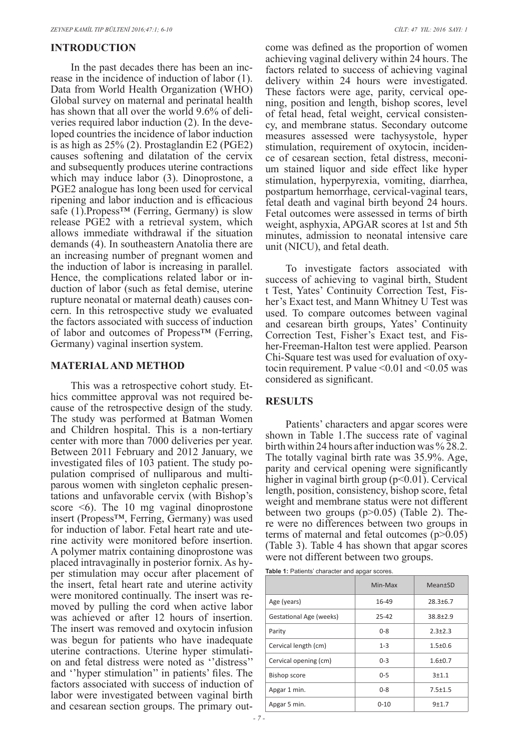## INTRODUCTION

In the past decades there has been an increase in the incidence of induction of labor (1). Data from World Health Organization (WHO) Global survey on maternal and perinatal health has shown that all over the world 9.6% of deliveries required labor induction (2). In the developed countries the incidence of labor induction is as high as 25% (2). Prostaglandin E2 (PGE2) causes softening and dilatation of the cervix and subsequently produces uterine contractions which may induce labor (3). Dinoprostone, a PGE2 analogue has long been used for cervical ripening and labor induction and is efficacious safe (1).Propess™ (Ferring, Germany) is slow release PGE2 with a retrieval system, which allows immediate withdrawal if the situation demands (4). In southeastern Anatolia there are an increasing number of pregnant women and the induction of labor is increasing in parallel. Hence, the complications related labor or induction of labor (such as fetal demise, uterine rupture neonatal or maternal death) causes concern. In this retrospective study we evaluated the factors associated with success of induction of labor and outcomes of Propess™ (Ferring, Germany) vaginal insertion system.

## MATERIAL AND METHOD

This was a retrospective cohort study. Ethics committee approval was not required because of the retrospective design of the study. The study was performed at Batman Women and Children hospital. This is a non-tertiary center with more than 7000 deliveries per year. Between 2011 February and 2012 January, we investigated files of 103 patient. The study population comprised of nulliparous and multiparous women with singleton cephalic presentations and unfavorable cervix (with Bishop's score <6). The 10 mg vaginal dinoprostone insert (Propess™, Ferring, Germany) was used for induction of labor. Fetal heart rate and uterine activity were monitored before insertion. A polymer matrix containing dinoprostone was placed intravaginally in posterior fornix. As hyper stimulation may occur after placement of the insert, fetal heart rate and uterine activity were monitored continually. The insert was removed by pulling the cord when active labor was achieved or after 12 hours of insertion. The insert was removed and oxytocin infusion was begun for patients who have inadequate uterine contractions. Uterine hyper stimulation and fetal distress were noted as ''distress'' and ''hyper stimulation'' in patients' files. The factors associated with success of induction of labor were investigated between vaginal birth and cesarean section groups. The primary outcome was defined as the proportion of women achieving vaginal delivery within 24 hours. The factors related to success of achieving vaginal delivery within 24 hours were investigated. These factors were age, parity, cervical opening, position and length, bishop scores, level of fetal head, fetal weight, cervical consistency, and membrane status. Secondary outcome measures assessed were tachysystole, hyper stimulation, requirement of oxytocin, incidence of cesarean section, fetal distress, meconium stained liquor and side effect like hyper stimulation, hyperpyrexia, vomiting, diarrhea, postpartum hemorrhage, cervical-vaginal tears, fetal death and vaginal birth beyond 24 hours. Fetal outcomes were assessed in terms of birth weight, asphyxia, APGAR scores at 1st and 5th minutes, admission to neonatal intensive care unit (NICU), and fetal death.

To investigate factors associated with success of achieving to vaginal birth, Student t Test, Yates' Continuity Correction Test, Fisher's Exact test, and Mann Whitney U Test was used. To compare outcomes between vaginal and cesarean birth groups, Yates' Continuity Correction Test, Fisher's Exact test, and Fisher-Freeman-Halton test were applied. Pearson Chi-Square test was used for evaluation of oxytocin requirement. P value <0.01 and <0.05 was considered as significant.

## RESULTS

Patients' characters and apgar scores were shown in Table 1.The success rate of vaginal birth within 24 hours after induction was % 28.2. The totally vaginal birth rate was 35.9%. Age, parity and cervical opening were significantly higher in vaginal birth group ($p<0.01$). Cervical length, position, consistency, bishop score, fetal weight and membrane status were not different between two groups ($p>0.05$) (Table 2). There were no differences between two groups in terms of maternal and fetal outcomes ($p>0.05$) (Table 3). Table 4 has shown that apgar scores were not different between two groups.

**Table 1:** Patients' character and apgar scores.

| | Min-Max | Mean±SD |
|---|---|---|
| Age (years) | 16-49 | 28.3±6.7 |
| Gestational Age (weeks) | 25-42 | 38.8±2.9 |
| Parity | 0-8 | 2.3±2.3 |
| Cervical length (cm) | 1-3 | 1.5±0.6 |
| Cervical opening (cm) | 0-3 | 1.6±0.7 |
| Bishop score | 0-5 | 3±1.1 |
| Apgar 1 min. | 0-8 | 7.5±1.5 |
| Apgar 5 min. | 0-10 | 9±1.7 |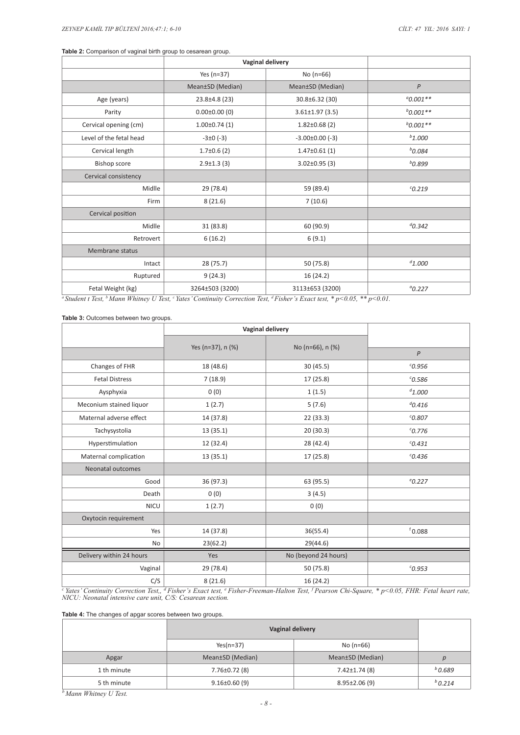**Table 2:** Comparison of vaginal birth group to cesarean group.

| | Vaginal delivery | | |
|---|---|---|---|
| | Yes (n=37) | No (n=66) | |
| | Mean±SD (Median) | Mean±SD (Median) | *P* |
| Age (years) | 23.8±4.8 (23) | 30.8±6.32 (30) | [a]*0.001*** |
| Parity | 0.00±0.00 (0) | 3.61±1.97 (3.5) | [b]*0.001*** |
| Cervical opening (cm) | 1.00±0.74 (1) | 1.82±0.68 (2) | [b]*0.001*** |
| Level of the fetal head | -3±0 (-3) | -3.00±0.00 (-3) | [b]*1.000* |
| Cervical length | 1.7±0.6 (2) | 1.47±0.61 (1) | [b]*0.084* |
| Bishop score | 2.9±1.3 (3) | 3.02±0.95 (3) | [b]*0.899* |
| Cervical consistency | | | |
| Midlle | 29 (78.4) | 59 (89.4) | [c]*0.219* |
| Firm | 8 (21.6) | 7 (10.6) | |
| Cervical position | | | |
| Midlle | 31 (83.8) | 60 (90.9) | [d]*0.342* |
| Retrovert | 6 (16.2) | 6 (9.1) | |
| Membrane status | | | |
| Intact | 28 (75.7) | 50 (75.8) | [d]*1.000* |
| Ruptured | 9 (24.3) | 16 (24.2) | |
| Fetal Weight (kg) | 3264±503 (3200) | 3113±653 (3200) | [a]*0.227* |

*[a] Student t Test, [b] Mann Whitney U Test, [c] Yates' Continuity Correction Test, [d] Fisher's Exact test, * p<0.05, ** p<0.01.*

**Table 3:** Outcomes between two groups.

| | Vaginal delivery | | |
|---|---|---|---|
| | Yes (n=37), n (%) | No (n=66), n (%) | *P* |
| Changes of FHR | 18 (48.6) | 30 (45.5) | [c]*0.956* |
| Fetal Distress | 7 (18.9) | 17 (25.8) | [c]*0.586* |
| Aysphyxia | 0 (0) | 1 (1.5) | [d]*1.000* |
| Meconium stained liquor | 1 (2.7) | 5 (7.6) | [d]*0.416* |
| Maternal adverse effect | 14 (37.8) | 22 (33.3) | [c]*0.807* |
| Tachysystolia | 13 (35.1) | 20 (30.3) | [c]*0.776* |
| Hyperstimulation | 12 (32.4) | 28 (42.4) | [c]*0.431* |
| Maternal complication | 13 (35.1) | 17 (25.8) | [c]*0.436* |
| Neonatal outcomes | | | |
| Good | 36 (97.3) | 63 (95.5) | [e]*0.227* |
| Death | 0 (0) | 3 (4.5) | |
| NICU | 1 (2.7) | 0 (0) | |
| Oxytocin requirement | | | |
| Yes | 14 (37.8) | 36(55.4) | [f]0.088 |
| No | 23(62.2) | 29(44.6) | |
| Delivery within 24 hours | Yes | No (beyond 24 hours) | |
| Vaginal | 29 (78.4) | 50 (75.8) | [c]*0.953* |
| C/S | 8 (21.6) | 16 (24.2) | |

*[c] Yates' Continuity Correction Test,, [d] Fisher's Exact test, [e] Fisher-Freeman-Halton Test, [f] Pearson Chi-Square, * p<0.05, FHR: Fetal heart rate, NICU: Neonatal intensive care unit, C/S: Cesarean section.*

**Table 4:** The changes of apgar scores between two groups.

| | Vaginal delivery | | |
|---|---|---|---|
| | Yes(n=37) | No (n=66) | |
| Apgar | Mean±SD (Median) | Mean±SD (Median) | *p* |
| 1 th minute | 7.76±0.72 (8) | 7.42±1.74 (8) | [b]*0.689* |
| 5 th minute | 9.16±0.60 (9) | 8.95±2.06 (9) | [b]*0.214* |

*[b] Mann Whitney U Test.*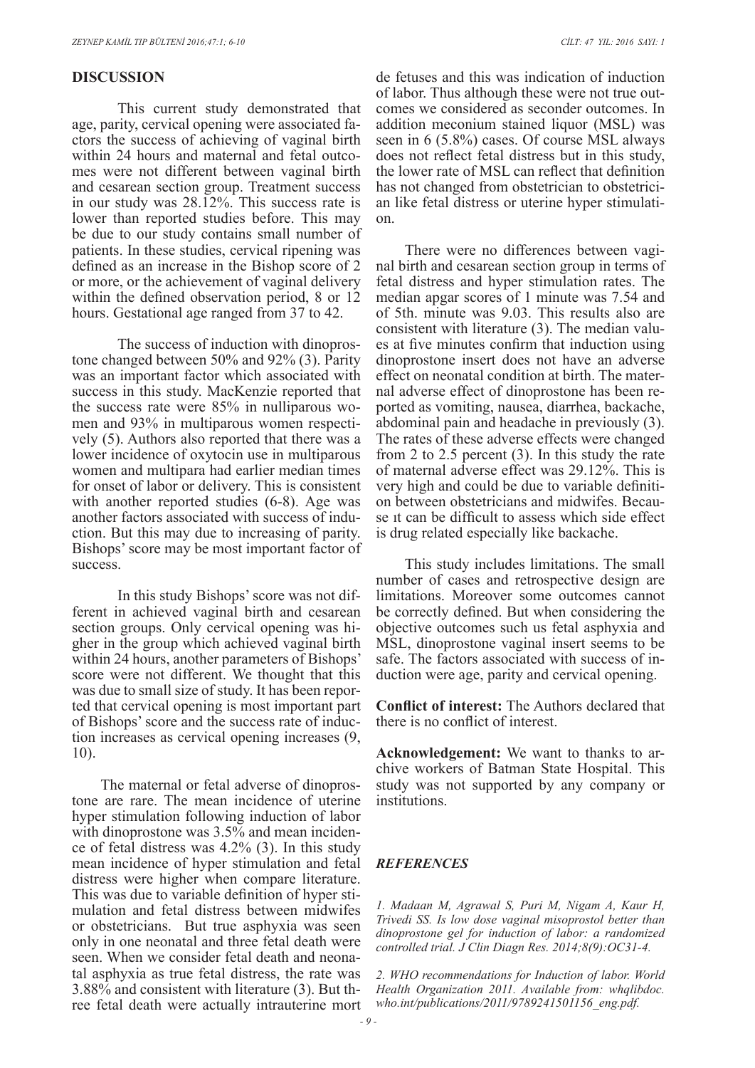## DISCUSSION

This current study demonstrated that age, parity, cervical opening were associated factors the success of achieving of vaginal birth within 24 hours and maternal and fetal outcomes were not different between vaginal birth and cesarean section group. Treatment success in our study was 28.12%. This success rate is lower than reported studies before. This may be due to our study contains small number of patients. In these studies, cervical ripening was defined as an increase in the Bishop score of 2 or more, or the achievement of vaginal delivery within the defined observation period, 8 or 12 hours. Gestational age ranged from 37 to 42.

The success of induction with dinoprostone changed between 50% and 92% (3). Parity was an important factor which associated with success in this study. MacKenzie reported that the success rate were 85% in nulliparous women and 93% in multiparous women respectively (5). Authors also reported that there was a lower incidence of oxytocin use in multiparous women and multipara had earlier median times for onset of labor or delivery. This is consistent with another reported studies (6-8). Age was another factors associated with success of induction. But this may due to increasing of parity. Bishops' score may be most important factor of success.

In this study Bishops' score was not different in achieved vaginal birth and cesarean section groups. Only cervical opening was higher in the group which achieved vaginal birth within 24 hours, another parameters of Bishops' score were not different. We thought that this was due to small size of study. It has been reported that cervical opening is most important part of Bishops' score and the success rate of induction increases as cervical opening increases (9, 10).

The maternal or fetal adverse of dinoprostone are rare. The mean incidence of uterine hyper stimulation following induction of labor with dinoprostone was 3.5% and mean incidence of fetal distress was 4.2% (3). In this study mean incidence of hyper stimulation and fetal distress were higher when compare literature. This was due to variable definition of hyper stimulation and fetal distress between midwifes or obstetricians. But true asphyxia was seen only in one neonatal and three fetal death were seen. When we consider fetal death and neonatal asphyxia as true fetal distress, the rate was 3.88% and consistent with literature (3). But three fetal death were actually intrauterine mort de fetuses and this was indication of induction of labor. Thus although these were not true outcomes we considered as seconder outcomes. In addition meconium stained liquor (MSL) was seen in 6 (5.8%) cases. Of course MSL always does not reflect fetal distress but in this study, the lower rate of MSL can reflect that definition has not changed from obstetrician to obstetrician like fetal distress or uterine hyper stimulation.

There were no differences between vaginal birth and cesarean section group in terms of fetal distress and hyper stimulation rates. The median apgar scores of 1 minute was 7.54 and of 5th. minute was 9.03. This results also are consistent with literature (3). The median values at five minutes confirm that induction using dinoprostone insert does not have an adverse effect on neonatal condition at birth. The maternal adverse effect of dinoprostone has been reported as vomiting, nausea, diarrhea, backache, abdominal pain and headache in previously (3). The rates of these adverse effects were changed from 2 to 2.5 percent (3). In this study the rate of maternal adverse effect was 29.12%. This is very high and could be due to variable definition between obstetricians and midwifes. Because ıt can be difficult to assess which side effect is drug related especially like backache.

This study includes limitations. The small number of cases and retrospective design are limitations. Moreover some outcomes cannot be correctly defined. But when considering the objective outcomes such us fetal asphyxia and MSL, dinoprostone vaginal insert seems to be safe. The factors associated with success of induction were age, parity and cervical opening.

**Conflict of interest:** The Authors declared that there is no conflict of interest.

**Acknowledgement:** We want to thanks to archive workers of Batman State Hospital. This study was not supported by any company or institutions.

### *REFERENCES*

*1. Madaan M, Agrawal S, Puri M, Nigam A, Kaur H, Trivedi SS. Is low dose vaginal misoprostol better than dinoprostone gel for induction of labor: a randomized controlled trial. J Clin Diagn Res. 2014;8(9):OC31-4.*

*2. WHO recommendations for Induction of labor. World Health Organization 2011. Available from: whqlibdoc.who.int/publications/2011/9789241501156_eng.pdf.*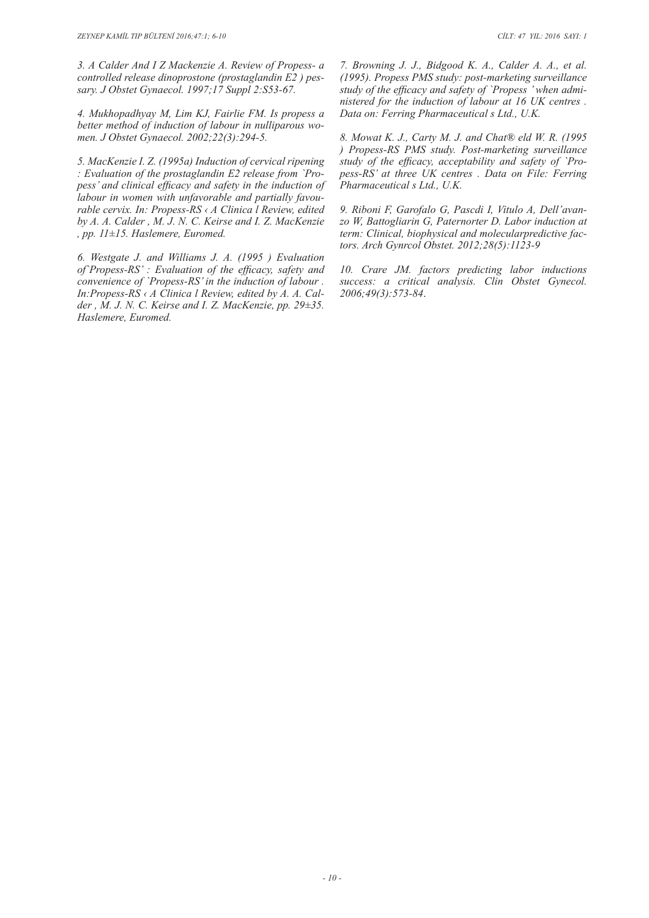*3. A Calder And I Z Mackenzie A. Review of Propess- a controlled release dinoprostone (prostaglandin E2 ) pessary. J Obstet Gynaecol. 1997;17 Suppl 2:S53-67.*

*4. Mukhopadhyay M, Lim KJ, Fairlie FM. Is propess a better method of induction of labour in nulliparous women. J Obstet Gynaecol. 2002;22(3):294-5.*

*5. MacKenzie I. Z. (1995a) Induction of cervical ripening : Evaluation of the prostaglandin E2 release from `Propess' and clinical efficacy and safety in the induction of labour in women with unfavorable and partially favourable cervix. In: Propess-RS ‹ A Clinica l Review, edited by A. A. Calder , M. J. N. C. Keirse and I. Z. MacKenzie , pp. 11±15. Haslemere, Euromed.*

*6. Westgate J. and Williams J. A. (1995 ) Evaluation of`Propess-RS' : Evaluation of the efficacy, safety and convenience of `Propess-RS' in the induction of labour . In:Propess-RS ‹ A Clinica l Review, edited by A. A. Calder , M. J. N. C. Keirse and I. Z. MacKenzie, pp. 29±35. Haslemere, Euromed.*

*7. Browning J. J., Bidgood K. A., Calder A. A., et al. (1995). Propess PMS study: post-marketing surveillance study of the efficacy and safety of `Propess ' when administered for the induction of labour at 16 UK centres . Data on: Ferring Pharmaceutical s Ltd., U.K.*

*8. Mowat K. J., Carty M. J. and Chat® eld W. R. (1995 ) Propess-RS PMS study. Post-marketing surveillance study of the efficacy, acceptability and safety of `Propess-RS' at three UK centres . Data on File: Ferring Pharmaceutical s Ltd., U.K.*

*9. Riboni F, Garofalo G, Pascdi I, Vitulo A, Dell'avanzo W, Battogliarin G, Paternorter D. Labor induction at term: Clinical, biophysical and molecularpredictive factors. Arch Gynrcol Obstet. 2012;28(5):1123-9*

*10. Crare JM. factors predicting labor inductions success: a critical analysis. Clin Obstet Gynecol. 2006;49(3):573-84.*